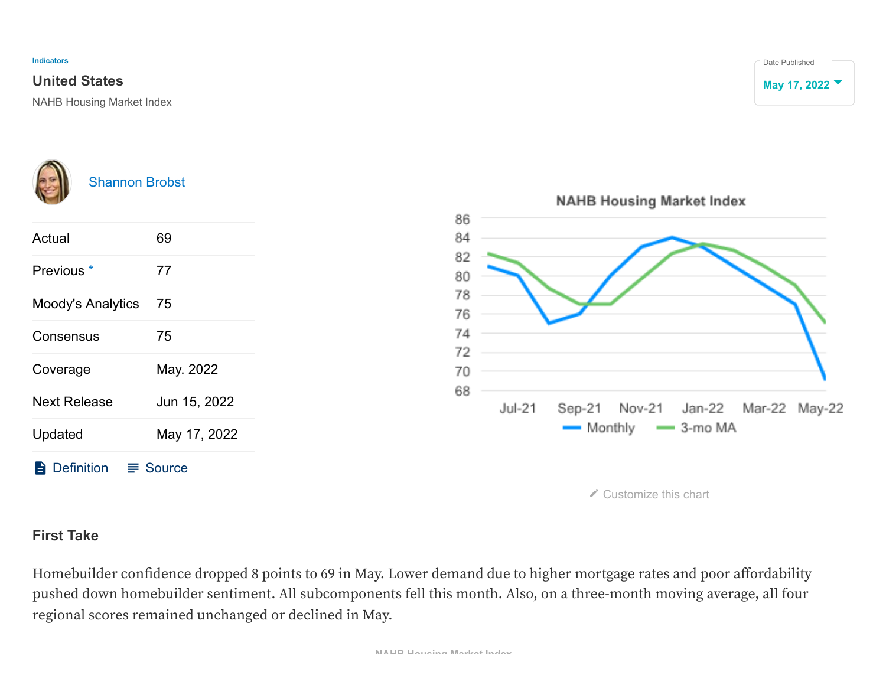Indicators

# United States

NAHB Housing Market Index

Date Published: May 17, 2022

Shannon Brobst

| | |
|---|---|
| Actual | 69 |
| Previous * | 77 |
| Moody's Analytics | 75 |
| Consensus | 75 |
| Coverage | May. 2022 |
| Next Release | Jun 15, 2022 |
| Updated | May 17, 2022 |

Definition Source

NAHB Housing Market Index

Customize this chart

## First Take

Homebuilder confidence dropped 8 points to 69 in May. Lower demand due to higher mortgage rates and poor affordability pushed down homebuilder sentiment. All subcomponents fell this month. Also, on a three-month moving average, all four regional scores remained unchanged or declined in May.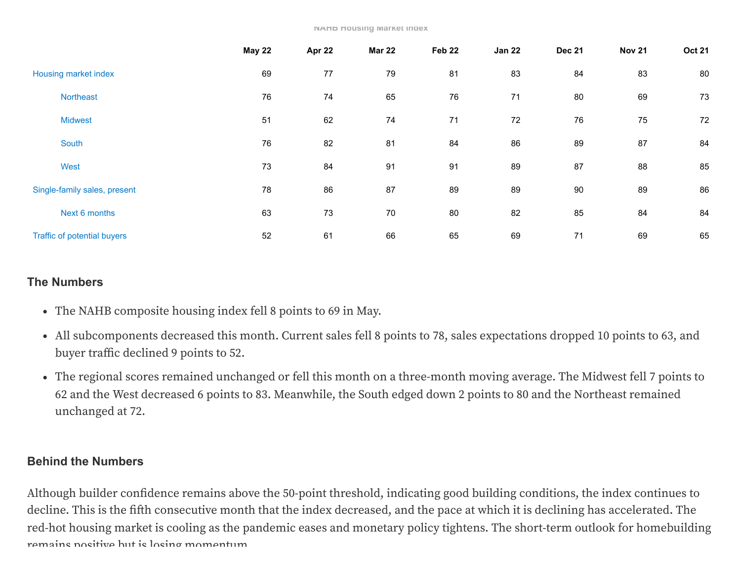NAHB Housing Market Index

| | May 22 | Apr 22 | Mar 22 | Feb 22 | Jan 22 | Dec 21 | Nov 21 | Oct 21 |
|---|---|---|---|---|---|---|---|---|
| Housing market index | 69 | 77 | 79 | 81 | 83 | 84 | 83 | 80 |
| Northeast | 76 | 74 | 65 | 76 | 71 | 80 | 69 | 73 |
| Midwest | 51 | 62 | 74 | 71 | 72 | 76 | 75 | 72 |
| South | 76 | 82 | 81 | 84 | 86 | 89 | 87 | 84 |
| West | 73 | 84 | 91 | 91 | 89 | 87 | 88 | 85 |
| Single-family sales, present | 78 | 86 | 87 | 89 | 89 | 90 | 89 | 86 |
| Next 6 months | 63 | 73 | 70 | 80 | 82 | 85 | 84 | 84 |
| Traffic of potential buyers | 52 | 61 | 66 | 65 | 69 | 71 | 69 | 65 |

### The Numbers

- The NAHB composite housing index fell 8 points to 69 in May.
- All subcomponents decreased this month. Current sales fell 8 points to 78, sales expectations dropped 10 points to 63, and buyer traffic declined 9 points to 52.
- The regional scores remained unchanged or fell this month on a three-month moving average. The Midwest fell 7 points to 62 and the West decreased 6 points to 83. Meanwhile, the South edged down 2 points to 80 and the Northeast remained unchanged at 72.

### Behind the Numbers

Although builder confidence remains above the 50-point threshold, indicating good building conditions, the index continues to decline. This is the fifth consecutive month that the index decreased, and the pace at which it is declining has accelerated. The red-hot housing market is cooling as the pandemic eases and monetary policy tightens. The short-term outlook for homebuilding remains positive but is losing momentum.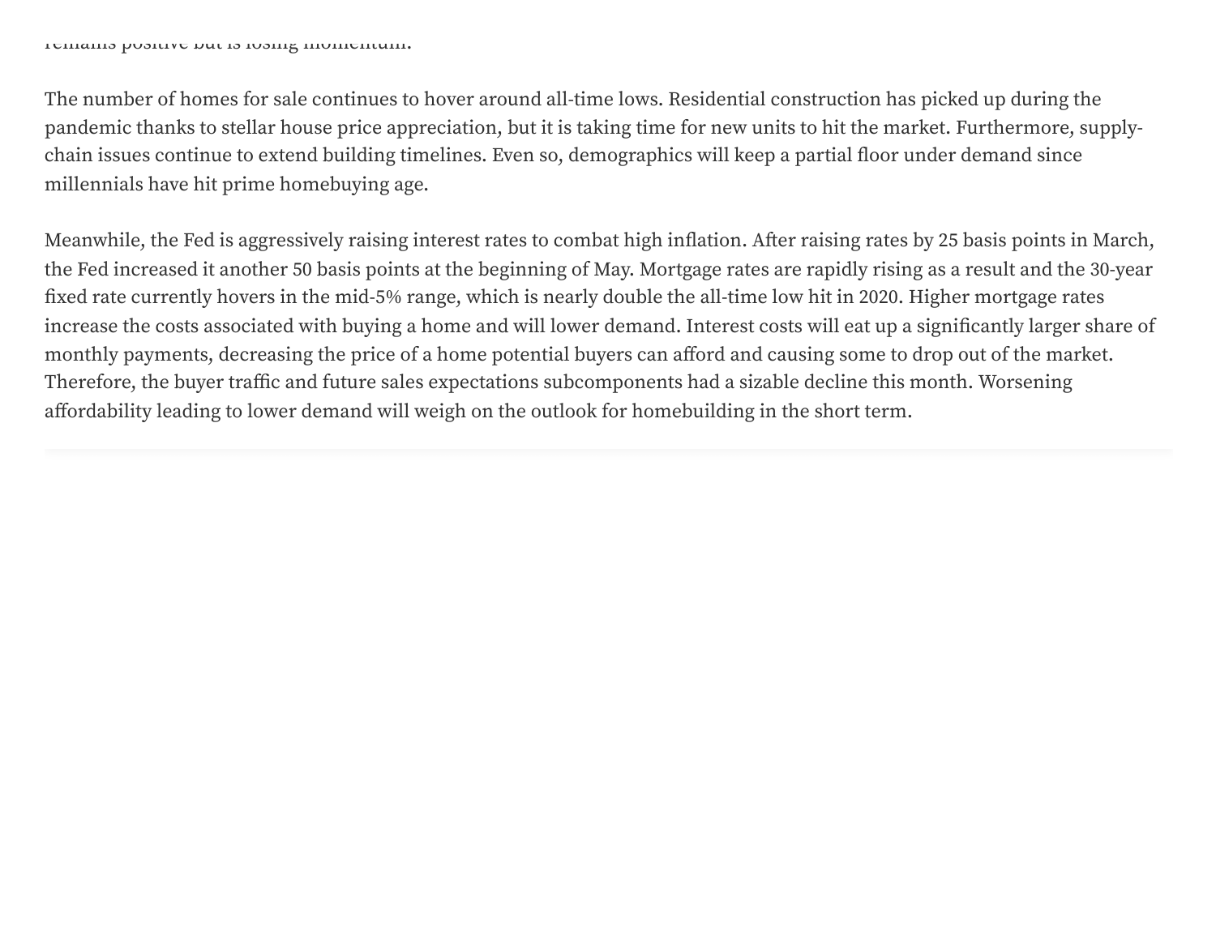remains positive but is losing momentum.

The number of homes for sale continues to hover around all-time lows. Residential construction has picked up during the pandemic thanks to stellar house price appreciation, but it is taking time for new units to hit the market. Furthermore, supply-chain issues continue to extend building timelines. Even so, demographics will keep a partial floor under demand since millennials have hit prime homebuying age.

Meanwhile, the Fed is aggressively raising interest rates to combat high inflation. After raising rates by 25 basis points in March, the Fed increased it another 50 basis points at the beginning of May. Mortgage rates are rapidly rising as a result and the 30-year fixed rate currently hovers in the mid-5% range, which is nearly double the all-time low hit in 2020. Higher mortgage rates increase the costs associated with buying a home and will lower demand. Interest costs will eat up a significantly larger share of monthly payments, decreasing the price of a home potential buyers can afford and causing some to drop out of the market. Therefore, the buyer traffic and future sales expectations subcomponents had a sizable decline this month. Worsening affordability leading to lower demand will weigh on the outlook for homebuilding in the short term.